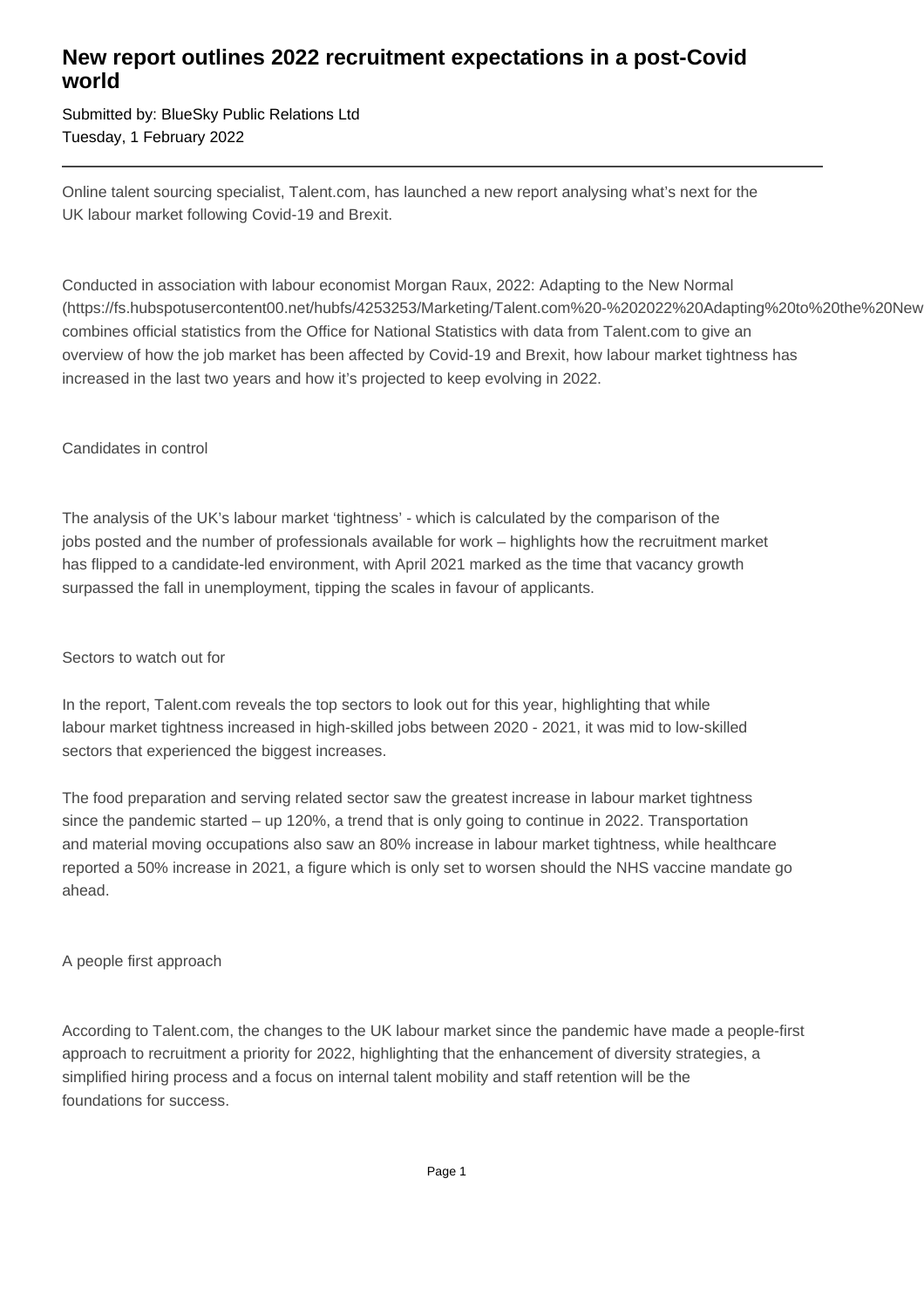# New report outlines 2022 recruitment expectations in a post-Covid world

Submitted by: BlueSky Public Relations Ltd
Tuesday, 1 February 2022

---

Online talent sourcing specialist, Talent.com, has launched a new report analysing what's next for the UK labour market following Covid-19 and Brexit.

Conducted in association with labour economist Morgan Raux, 2022: Adapting to the New Normal (https://fs.hubspotusercontent00.net/hubfs/4253253/Marketing/Talent.com%20-%202022%20Adapting%20to%20the%20New combines official statistics from the Office for National Statistics with data from Talent.com to give an overview of how the job market has been affected by Covid-19 and Brexit, how labour market tightness has increased in the last two years and how it's projected to keep evolving in 2022.

Candidates in control

The analysis of the UK's labour market 'tightness' - which is calculated by the comparison of the jobs posted and the number of professionals available for work – highlights how the recruitment market has flipped to a candidate-led environment, with April 2021 marked as the time that vacancy growth surpassed the fall in unemployment, tipping the scales in favour of applicants.

Sectors to watch out for

In the report, Talent.com reveals the top sectors to look out for this year, highlighting that while labour market tightness increased in high-skilled jobs between 2020 - 2021, it was mid to low-skilled sectors that experienced the biggest increases.

The food preparation and serving related sector saw the greatest increase in labour market tightness since the pandemic started – up 120%, a trend that is only going to continue in 2022. Transportation and material moving occupations also saw an 80% increase in labour market tightness, while healthcare reported a 50% increase in 2021, a figure which is only set to worsen should the NHS vaccine mandate go ahead.

A people first approach

According to Talent.com, the changes to the UK labour market since the pandemic have made a people-first approach to recruitment a priority for 2022, highlighting that the enhancement of diversity strategies, a simplified hiring process and a focus on internal talent mobility and staff retention will be the foundations for success.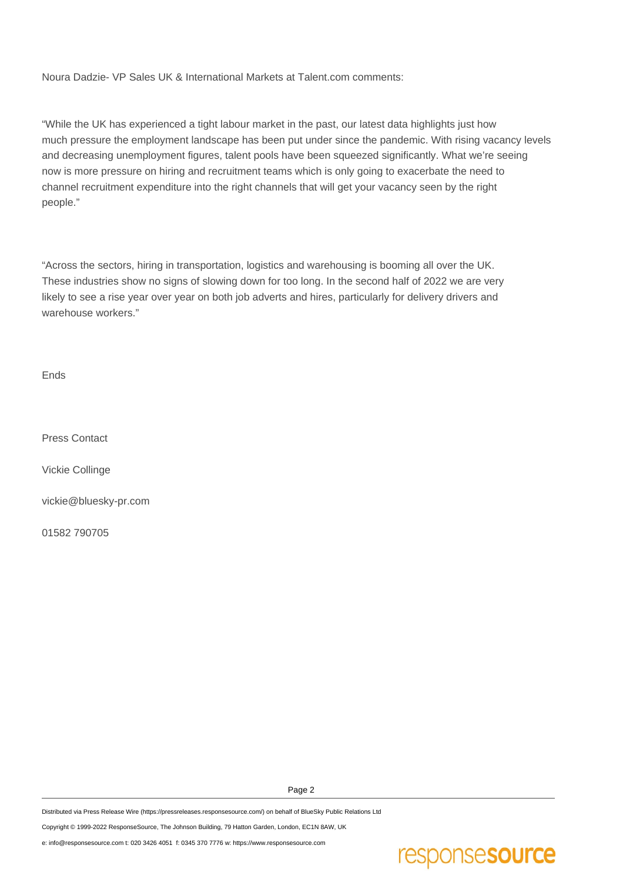Noura Dadzie- VP Sales UK & International Markets at Talent.com comments:

"While the UK has experienced a tight labour market in the past, our latest data highlights just how much pressure the employment landscape has been put under since the pandemic. With rising vacancy levels and decreasing unemployment figures, talent pools have been squeezed significantly. What we're seeing now is more pressure on hiring and recruitment teams which is only going to exacerbate the need to channel recruitment expenditure into the right channels that will get your vacancy seen by the right people."

"Across the sectors, hiring in transportation, logistics and warehousing is booming all over the UK. These industries show no signs of slowing down for too long. In the second half of 2022 we are very likely to see a rise year over year on both job adverts and hires, particularly for delivery drivers and warehouse workers."

Ends

Press Contact

Vickie Collinge

vickie@bluesky-pr.com

01582 790705